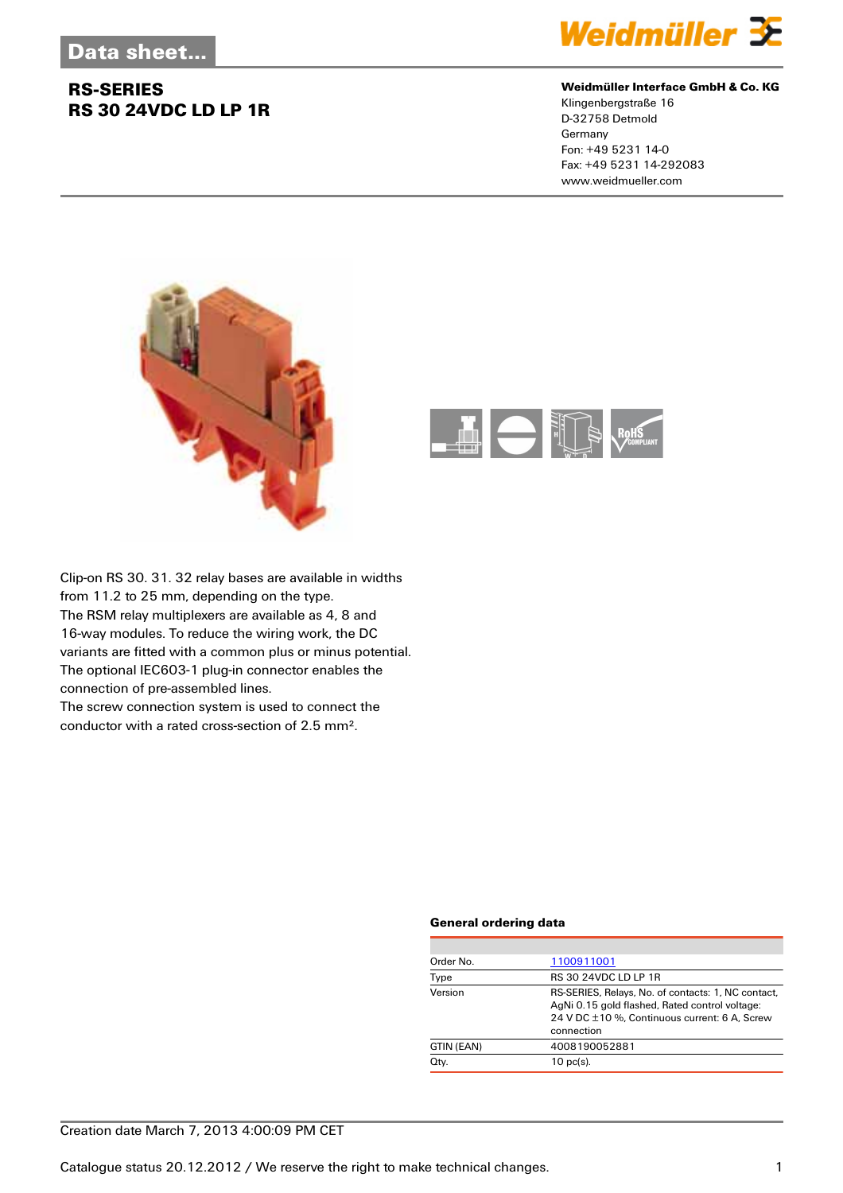# RS-SERIES
## RS 30 24VDC LD LP 1R

**Weidmüller Interface GmbH & Co. KG**
Klingenbergstraße 16
D-32758 Detmold
Germany
Fon: +49 5231 14-0
Fax: +49 5231 14-292083
www.weidmueller.com

Clip-on RS 30. 31. 32 relay bases are available in widths from 11.2 to 25 mm, depending on the type.
The RSM relay multiplexers are available as 4, 8 and 16-way modules. To reduce the wiring work, the DC variants are fitted with a common plus or minus potential.
The optional IEC603-1 plug-in connector enables the connection of pre-assembled lines.
The screw connection system is used to connect the conductor with a rated cross-section of 2.5 mm².

### General ordering data

| | |
|---|---|
| Order No. | 1100911001 |
| Type | RS 30 24VDC LD LP 1R |
| Version | RS-SERIES, Relays, No. of contacts: 1, NC contact, AgNi 0.15 gold flashed, Rated control voltage: 24 V DC ±10 %, Continuous current: 6 A, Screw connection |
| GTIN (EAN) | 4008190052881 |
| Qty. | 10 pc(s). |

Creation date March 7, 2013 4:00:09 PM CET

Catalogue status 20.12.2012 / We reserve the right to make technical changes.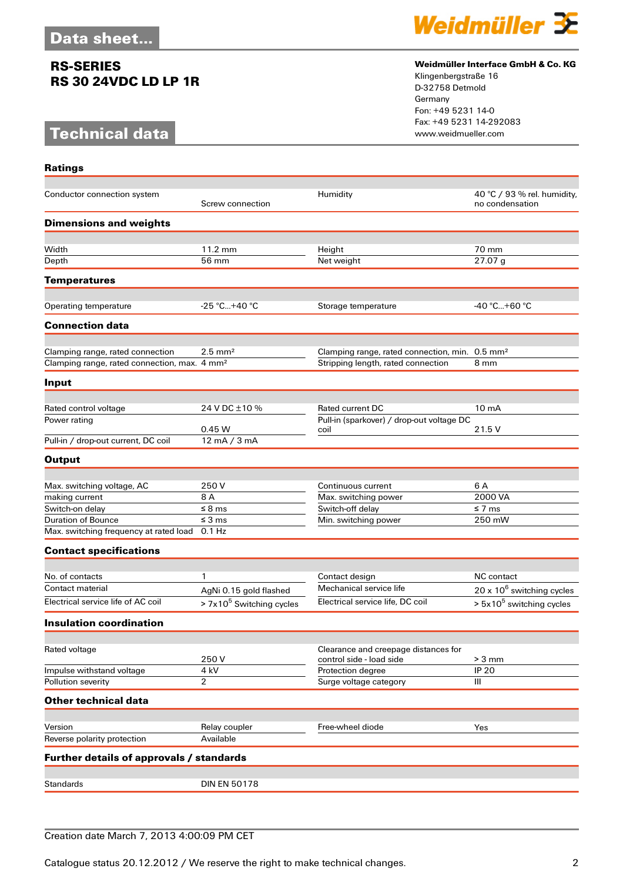# Data sheet...

## RS-SERIES
## RS 30 24VDC LD LP 1R

# Technical data

**Weidmüller Interface GmbH & Co. KG**
Klingenbergstraße 16
D-32758 Detmold
Germany
Fon: +49 5231 14-0
Fax: +49 5231 14-292083
www.weidmueller.com

### Ratings

| | | | |
|---|---|---|---|
| Conductor connection system | Screw connection | Humidity | 40 °C / 93 % rel. humidity, no condensation |

### Dimensions and weights

| | | | |
|---|---|---|---|
| Width | 11.2 mm | Height | 70 mm |
| Depth | 56 mm | Net weight | 27.07 g |

### Temperatures

| | | | |
|---|---|---|---|
| Operating temperature | -25 °C...+40 °C | Storage temperature | -40 °C...+60 °C |

### Connection data

| | | | |
|---|---|---|---|
| Clamping range, rated connection | 2.5 mm² | Clamping range, rated connection, min. | 0.5 mm² |
| Clamping range, rated connection, max. | 4 mm² | Stripping length, rated connection | 8 mm |

### Input

| | | | |
|---|---|---|---|
| Rated control voltage | 24 V DC ±10 % | Rated current DC | 10 mA |
| Power rating | 0.45 W | Pull-in (sparkover) / drop-out voltage DC coil | 21.5 V |
| Pull-in / drop-out current, DC coil | 12 mA / 3 mA | | |

### Output

| | | | |
|---|---|---|---|
| Max. switching voltage, AC | 250 V | Continuous current | 6 A |
| making current | 8 A | Max. switching power | 2000 VA |
| Switch-on delay | ≤ 8 ms | Switch-off delay | ≤ 7 ms |
| Duration of Bounce | ≤ 3 ms | Min. switching power | 250 mW |
| Max. switching frequency at rated load | 0.1 Hz | | |

### Contact specifications

| | | | |
|---|---|---|---|
| No. of contacts | 1 | Contact design | NC contact |
| Contact material | AgNi 0.15 gold flashed | Mechanical service life | 20 x $10^6$ switching cycles |
| Electrical service life of AC coil | > 7x$10^5$ Switching cycles | Electrical service life, DC coil | > 5x$10^5$ switching cycles |

### Insulation coordination

| | | | |
|---|---|---|---|
| Rated voltage | 250 V | Clearance and creepage distances for control side - load side | > 3 mm |
| Impulse withstand voltage | 4 kV | Protection degree | IP 20 |
| Pollution severity | 2 | Surge voltage category | III |

### Other technical data

| | | | |
|---|---|---|---|
| Version | Relay coupler | Free-wheel diode | Yes |
| Reverse polarity protection | Available | | |

### Further details of approvals / standards

| | |
|---|---|
| Standards | DIN EN 50178 |

Creation date March 7, 2013 4:00:09 PM CET

Catalogue status 20.12.2012 / We reserve the right to make technical changes.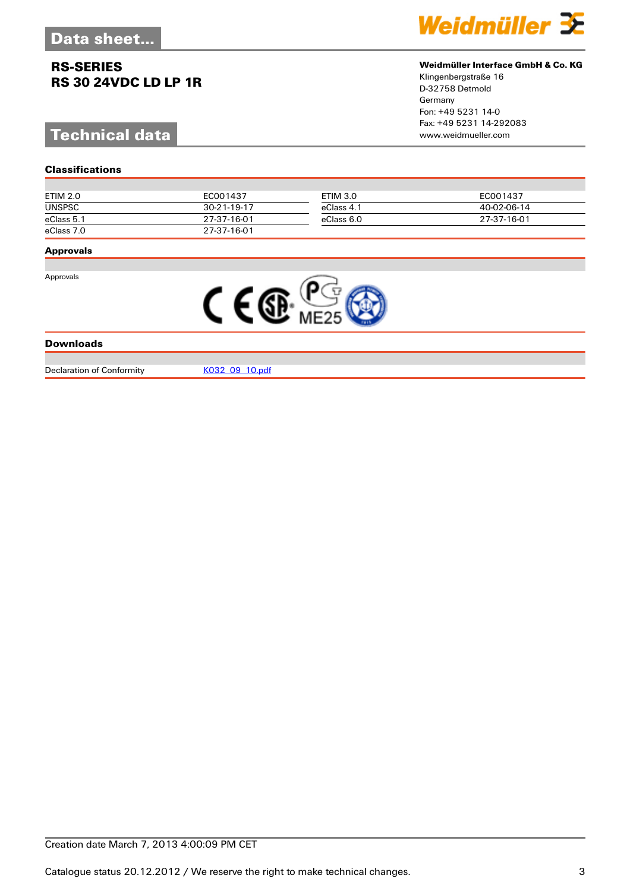## Data sheet...

**RS-SERIES**
**RS 30 24VDC LD LP 1R**

**Weidmüller Interface GmbH & Co. KG**
Klingenbergstraße 16
D-32758 Detmold
Germany
Fon: +49 5231 14-0
Fax: +49 5231 14-292083
www.weidmueller.com

## Technical data

### Classifications

| | | | |
|---|---|---|---|
| ETIM 2.0 | EC001437 | ETIM 3.0 | EC001437 |
| UNSPSC | 30-21-19-17 | eClass 4.1 | 40-02-06-14 |
| eClass 5.1 | 27-37-16-01 | eClass 6.0 | 27-37-16-01 |
| eClass 7.0 | 27-37-16-01 | | |

### Approvals

Approvals

ME25

### Downloads

| | |
|---|---|
| Declaration of Conformity | K032_09_10.pdf |

Creation date March 7, 2013 4:00:09 PM CET

Catalogue status 20.12.2012 / We reserve the right to make technical changes.